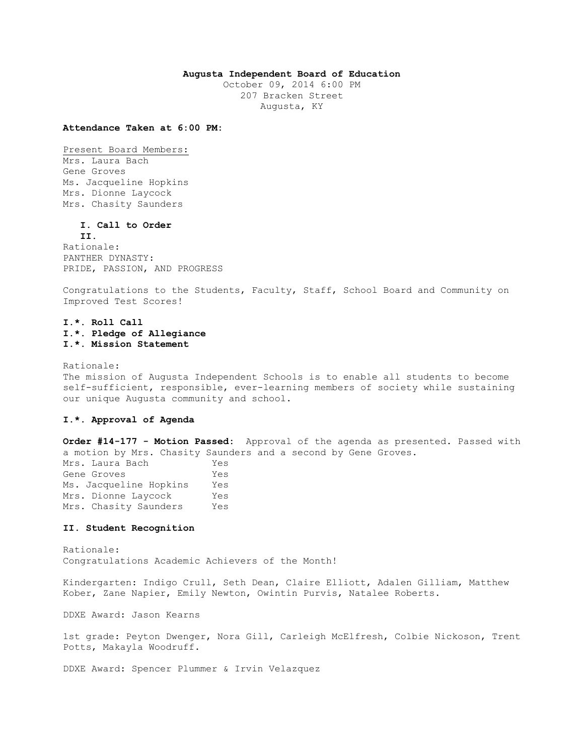**Augusta Independent Board of Education**
October 09, 2014 6:00 PM
207 Bracken Street
Augusta, KY

**Attendance Taken at 6:00 PM:**

Present Board Members:
Mrs. Laura Bach
Gene Groves
Ms. Jacqueline Hopkins
Mrs. Dionne Laycock
Mrs. Chasity Saunders

**I. Call to Order**
**II.**

Rationale:
PANTHER DYNASTY:
PRIDE, PASSION, AND PROGRESS

Congratulations to the Students, Faculty, Staff, School Board and Community on Improved Test Scores!

**I.*. Roll Call**
**I.*. Pledge of Allegiance**
**I.*. Mission Statement**

Rationale:
The mission of Augusta Independent Schools is to enable all students to become self-sufficient, responsible, ever-learning members of society while sustaining our unique Augusta community and school.

**I.*. Approval of Agenda**

**Order #14-177 - Motion Passed:** Approval of the agenda as presented. Passed with a motion by Mrs. Chasity Saunders and a second by Gene Groves.

| | |
|---|---|
| Mrs. Laura Bach | Yes |
| Gene Groves | Yes |
| Ms. Jacqueline Hopkins | Yes |
| Mrs. Dionne Laycock | Yes |
| Mrs. Chasity Saunders | Yes |

**II. Student Recognition**

Rationale:
Congratulations Academic Achievers of the Month!

Kindergarten: Indigo Crull, Seth Dean, Claire Elliott, Adalen Gilliam, Matthew Kober, Zane Napier, Emily Newton, Owintin Purvis, Natalee Roberts.

DDXE Award: Jason Kearns

1st grade: Peyton Dwenger, Nora Gill, Carleigh McElfresh, Colbie Nickoson, Trent Potts, Makayla Woodruff.

DDXE Award: Spencer Plummer & Irvin Velazquez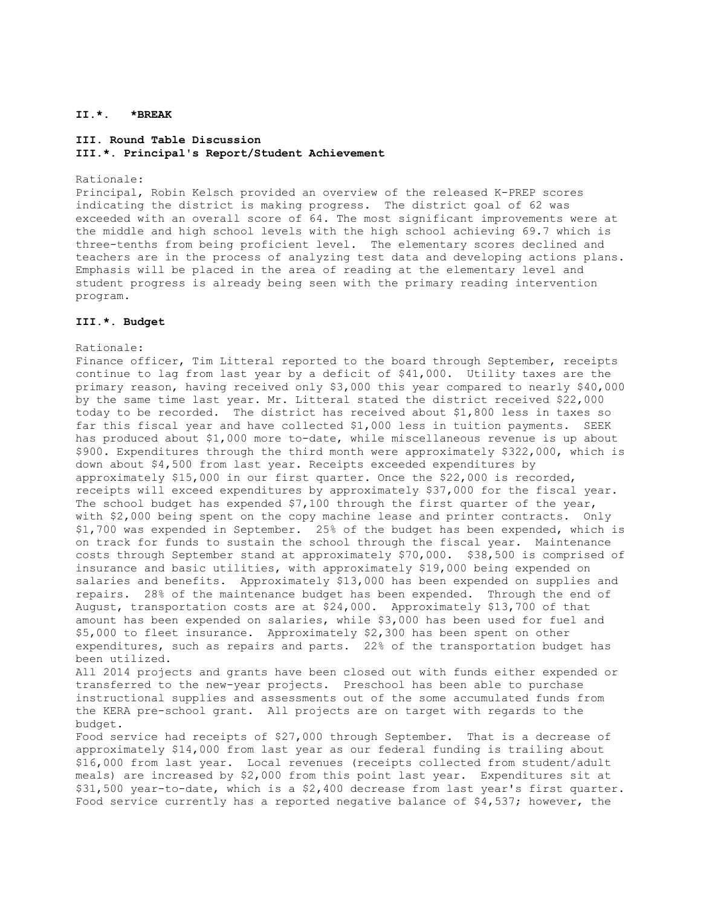**II.*. *BREAK**

**III. Round Table Discussion**
**III.*. Principal's Report/Student Achievement**

Rationale:
Principal, Robin Kelsch provided an overview of the released K-PREP scores indicating the district is making progress. The district goal of 62 was exceeded with an overall score of 64. The most significant improvements were at the middle and high school levels with the high school achieving 69.7 which is three-tenths from being proficient level. The elementary scores declined and teachers are in the process of analyzing test data and developing actions plans. Emphasis will be placed in the area of reading at the elementary level and student progress is already being seen with the primary reading intervention program.

**III.*. Budget**

Rationale:
Finance officer, Tim Litteral reported to the board through September, receipts continue to lag from last year by a deficit of $41,000. Utility taxes are the primary reason, having received only $3,000 this year compared to nearly $40,000 by the same time last year. Mr. Litteral stated the district received $22,000 today to be recorded. The district has received about $1,800 less in taxes so far this fiscal year and have collected $1,000 less in tuition payments. SEEK has produced about $1,000 more to-date, while miscellaneous revenue is up about $900. Expenditures through the third month were approximately $322,000, which is down about $4,500 from last year. Receipts exceeded expenditures by approximately $15,000 in our first quarter. Once the $22,000 is recorded, receipts will exceed expenditures by approximately $37,000 for the fiscal year. The school budget has expended $7,100 through the first quarter of the year, with $2,000 being spent on the copy machine lease and printer contracts. Only $1,700 was expended in September. 25% of the budget has been expended, which is on track for funds to sustain the school through the fiscal year. Maintenance costs through September stand at approximately $70,000. $38,500 is comprised of insurance and basic utilities, with approximately $19,000 being expended on salaries and benefits. Approximately $13,000 has been expended on supplies and repairs. 28% of the maintenance budget has been expended. Through the end of August, transportation costs are at $24,000. Approximately $13,700 of that amount has been expended on salaries, while $3,000 has been used for fuel and $5,000 to fleet insurance. Approximately $2,300 has been spent on other expenditures, such as repairs and parts. 22% of the transportation budget has been utilized.
All 2014 projects and grants have been closed out with funds either expended or transferred to the new-year projects. Preschool has been able to purchase instructional supplies and assessments out of the some accumulated funds from the KERA pre-school grant. All projects are on target with regards to the budget.
Food service had receipts of $27,000 through September. That is a decrease of approximately $14,000 from last year as our federal funding is trailing about $16,000 from last year. Local revenues (receipts collected from student/adult meals) are increased by $2,000 from this point last year. Expenditures sit at $31,500 year-to-date, which is a $2,400 decrease from last year's first quarter. Food service currently has a reported negative balance of $4,537; however, the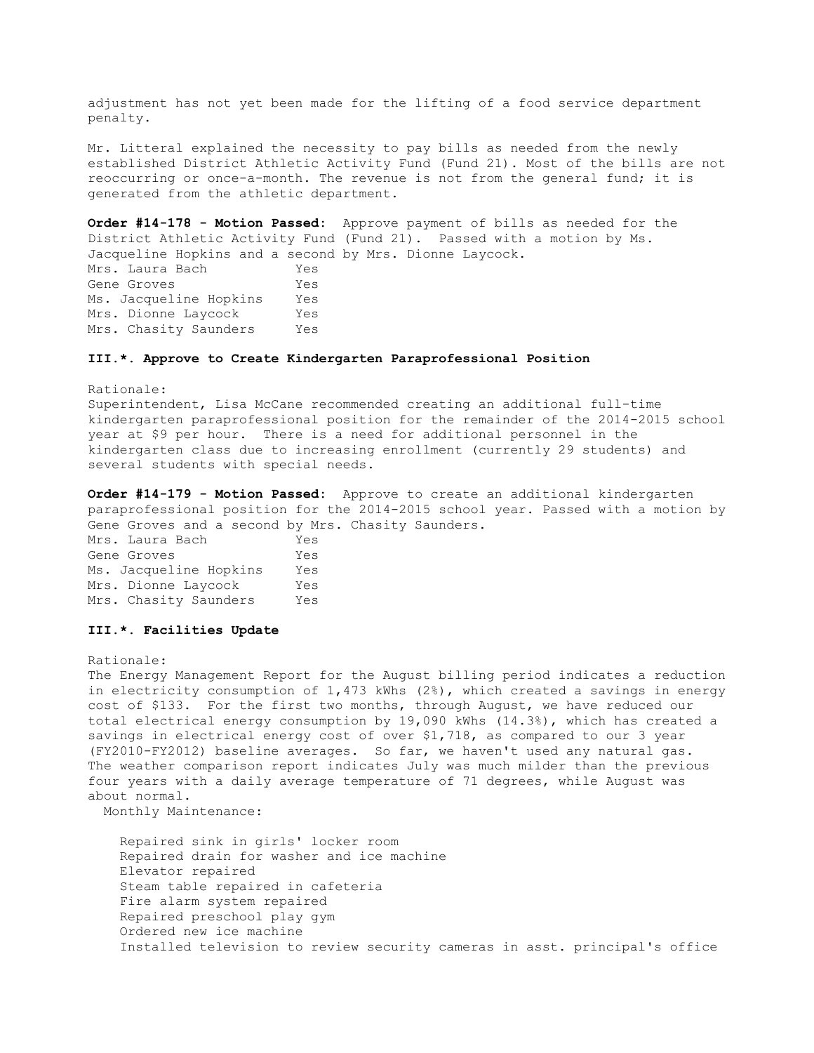adjustment has not yet been made for the lifting of a food service department penalty.

Mr. Litteral explained the necessity to pay bills as needed from the newly established District Athletic Activity Fund (Fund 21). Most of the bills are not reoccurring or once-a-month. The revenue is not from the general fund; it is generated from the athletic department.

**Order #14-178 - Motion Passed:** Approve payment of bills as needed for the District Athletic Activity Fund (Fund 21). Passed with a motion by Ms. Jacqueline Hopkins and a second by Mrs. Dionne Laycock.

| | |
|---|---|
| Mrs. Laura Bach | Yes |
| Gene Groves | Yes |
| Ms. Jacqueline Hopkins | Yes |
| Mrs. Dionne Laycock | Yes |
| Mrs. Chasity Saunders | Yes |

**III.\*. Approve to Create Kindergarten Paraprofessional Position**

Rationale:
Superintendent, Lisa McCane recommended creating an additional full-time kindergarten paraprofessional position for the remainder of the 2014-2015 school year at $9 per hour. There is a need for additional personnel in the kindergarten class due to increasing enrollment (currently 29 students) and several students with special needs.

**Order #14-179 - Motion Passed:** Approve to create an additional kindergarten paraprofessional position for the 2014-2015 school year. Passed with a motion by Gene Groves and a second by Mrs. Chasity Saunders.

| | |
|---|---|
| Mrs. Laura Bach | Yes |
| Gene Groves | Yes |
| Ms. Jacqueline Hopkins | Yes |
| Mrs. Dionne Laycock | Yes |
| Mrs. Chasity Saunders | Yes |

**III.\*. Facilities Update**

Rationale:
The Energy Management Report for the August billing period indicates a reduction in electricity consumption of 1,473 kWhs (2%), which created a savings in energy cost of $133. For the first two months, through August, we have reduced our total electrical energy consumption by 19,090 kWhs (14.3%), which has created a savings in electrical energy cost of over $1,718, as compared to our 3 year (FY2010-FY2012) baseline averages. So far, we haven't used any natural gas. The weather comparison report indicates July was much milder than the previous four years with a daily average temperature of 71 degrees, while August was about normal.

Monthly Maintenance:

- Repaired sink in girls' locker room
- Repaired drain for washer and ice machine
- Elevator repaired
- Steam table repaired in cafeteria
- Fire alarm system repaired
- Repaired preschool play gym
- Ordered new ice machine
- Installed television to review security cameras in asst. principal's office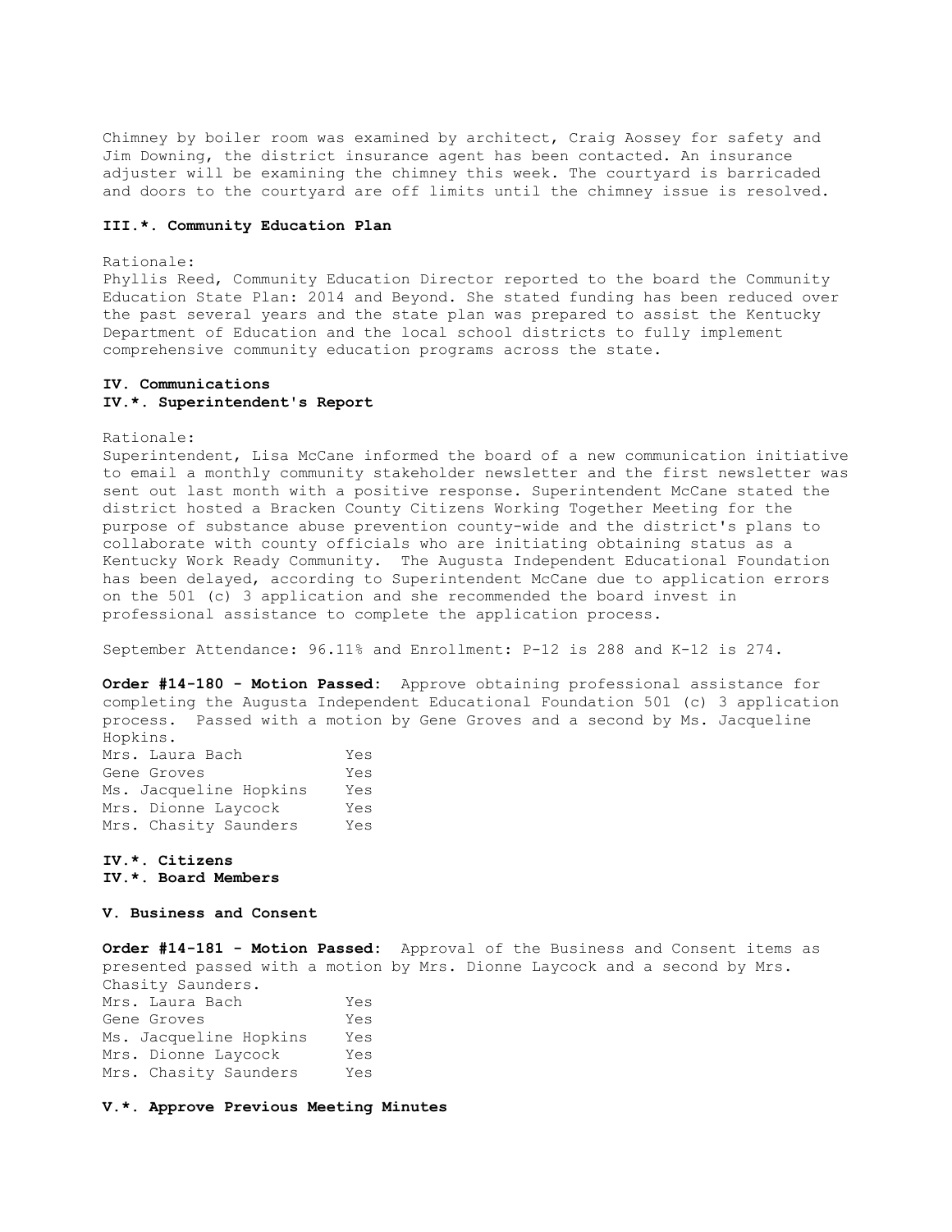Chimney by boiler room was examined by architect, Craig Aossey for safety and Jim Downing, the district insurance agent has been contacted. An insurance adjuster will be examining the chimney this week. The courtyard is barricaded and doors to the courtyard are off limits until the chimney issue is resolved.

### III.*. Community Education Plan

Rationale:
Phyllis Reed, Community Education Director reported to the board the Community Education State Plan: 2014 and Beyond. She stated funding has been reduced over the past several years and the state plan was prepared to assist the Kentucky Department of Education and the local school districts to fully implement comprehensive community education programs across the state.

### IV. Communications
### IV.*. Superintendent's Report

Rationale:
Superintendent, Lisa McCane informed the board of a new communication initiative to email a monthly community stakeholder newsletter and the first newsletter was sent out last month with a positive response. Superintendent McCane stated the district hosted a Bracken County Citizens Working Together Meeting for the purpose of substance abuse prevention county-wide and the district's plans to collaborate with county officials who are initiating obtaining status as a Kentucky Work Ready Community. The Augusta Independent Educational Foundation has been delayed, according to Superintendent McCane due to application errors on the 501 (c) 3 application and she recommended the board invest in professional assistance to complete the application process.

September Attendance: 96.11% and Enrollment: P-12 is 288 and K-12 is 274.

**Order #14-180 - Motion Passed:** Approve obtaining professional assistance for completing the Augusta Independent Educational Foundation 501 (c) 3 application process. Passed with a motion by Gene Groves and a second by Ms. Jacqueline Hopkins.

| | |
|---|---|
| Mrs. Laura Bach | Yes |
| Gene Groves | Yes |
| Ms. Jacqueline Hopkins | Yes |
| Mrs. Dionne Laycock | Yes |
| Mrs. Chasity Saunders | Yes |

### IV.*. Citizens
### IV.*. Board Members

### V. Business and Consent

**Order #14-181 - Motion Passed:** Approval of the Business and Consent items as presented passed with a motion by Mrs. Dionne Laycock and a second by Mrs. Chasity Saunders.

| | |
|---|---|
| Mrs. Laura Bach | Yes |
| Gene Groves | Yes |
| Ms. Jacqueline Hopkins | Yes |
| Mrs. Dionne Laycock | Yes |
| Mrs. Chasity Saunders | Yes |

### V.*. Approve Previous Meeting Minutes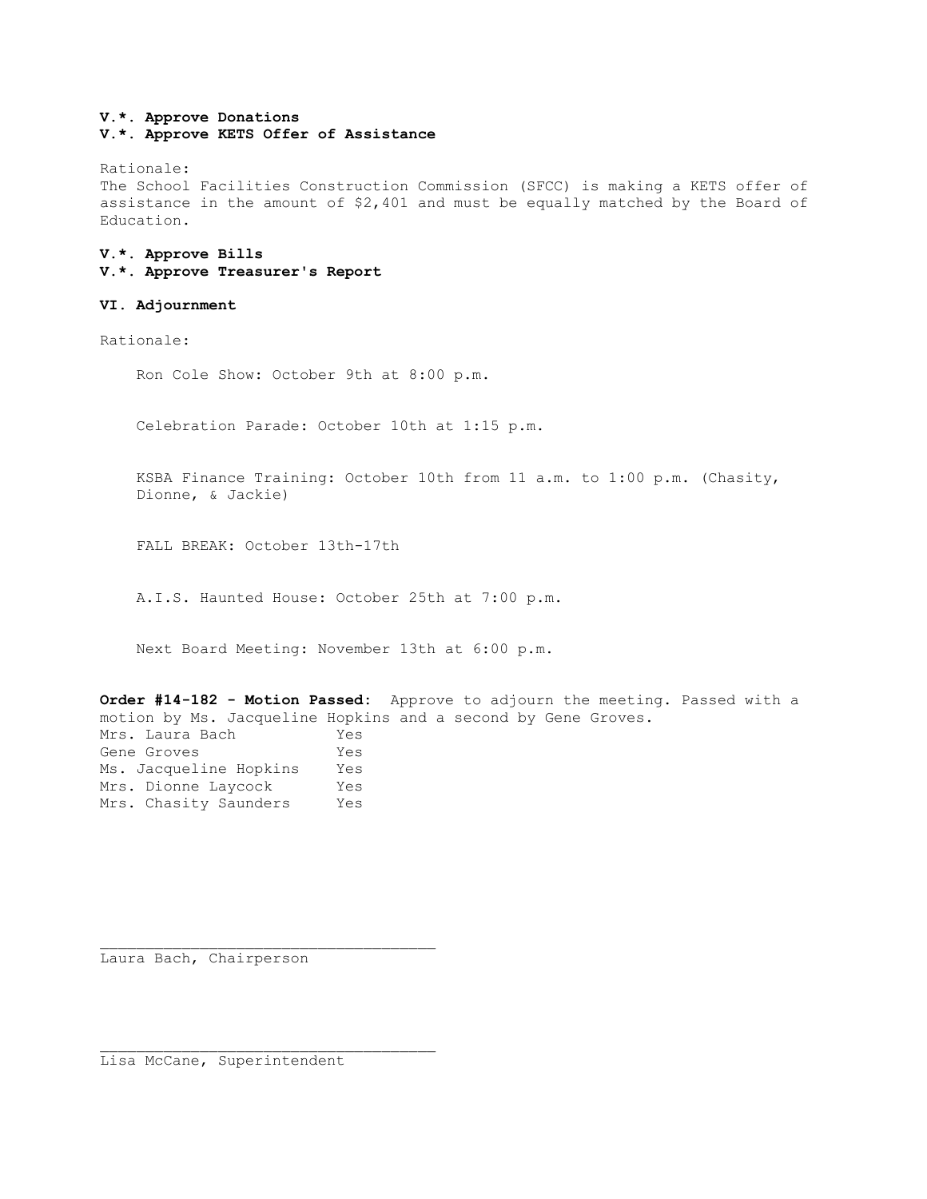**V.*. Approve Donations**
**V.*. Approve KETS Offer of Assistance**

Rationale:
The School Facilities Construction Commission (SFCC) is making a KETS offer of assistance in the amount of $2,401 and must be equally matched by the Board of Education.

**V.*. Approve Bills**
**V.*. Approve Treasurer's Report**

**VI. Adjournment**

Rationale:

Ron Cole Show: October 9th at 8:00 p.m.

Celebration Parade: October 10th at 1:15 p.m.

KSBA Finance Training: October 10th from 11 a.m. to 1:00 p.m. (Chasity, Dionne, & Jackie)

FALL BREAK: October 13th-17th

A.I.S. Haunted House: October 25th at 7:00 p.m.

Next Board Meeting: November 13th at 6:00 p.m.

**Order #14-182 - Motion Passed:** Approve to adjourn the meeting. Passed with a motion by Ms. Jacqueline Hopkins and a second by Gene Groves.

| | |
|---|---|
| Mrs. Laura Bach | Yes |
| Gene Groves | Yes |
| Ms. Jacqueline Hopkins | Yes |
| Mrs. Dionne Laycock | Yes |
| Mrs. Chasity Saunders | Yes |

\_\_\_\_\_\_\_\_\_\_\_\_\_\_\_\_\_\_\_\_\_\_\_\_\_\_\_\_\_\_\_\_\_\_\_\_\_\_
Laura Bach, Chairperson

\_\_\_\_\_\_\_\_\_\_\_\_\_\_\_\_\_\_\_\_\_\_\_\_\_\_\_\_\_\_\_\_\_\_\_\_\_\_
Lisa McCane, Superintendent